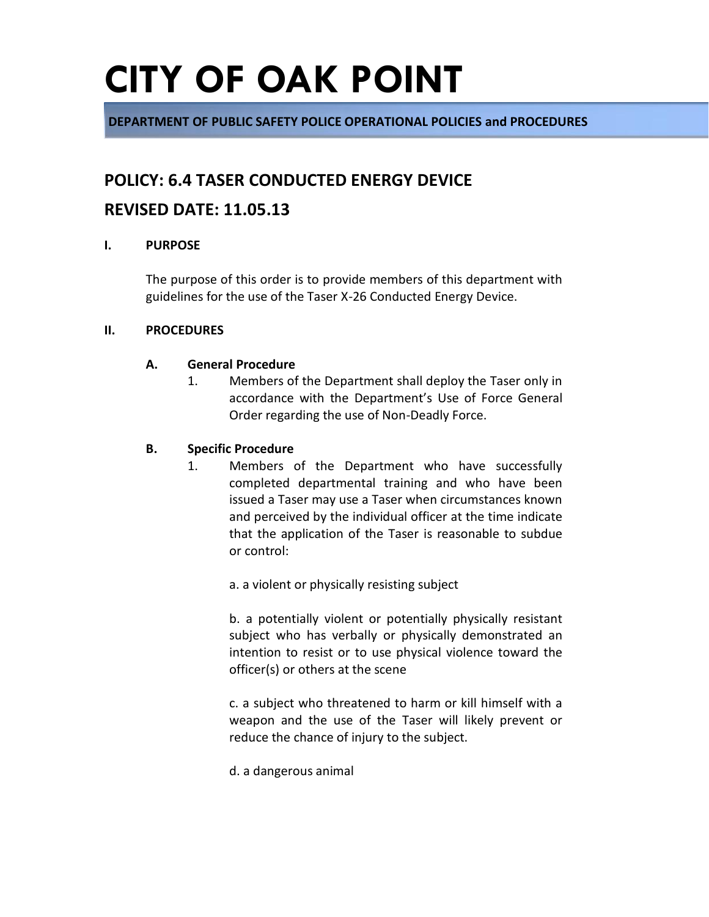# CITY OF OAK POINT

**DEPARTMENT OF PUBLIC SAFETY POLICE OPERATIONAL POLICIES and PROCEDURES**

## POLICY: 6.4 TASER CONDUCTED ENERGY DEVICE

## REVISED DATE: 11.05.13

### I. PURPOSE

The purpose of this order is to provide members of this department with guidelines for the use of the Taser X-26 Conducted Energy Device.

### II. PROCEDURES

#### A. General Procedure

1. Members of the Department shall deploy the Taser only in accordance with the Department's Use of Force General Order regarding the use of Non-Deadly Force.

#### B. Specific Procedure

1. Members of the Department who have successfully completed departmental training and who have been issued a Taser may use a Taser when circumstances known and perceived by the individual officer at the time indicate that the application of the Taser is reasonable to subdue or control:

   a. a violent or physically resisting subject

   b. a potentially violent or potentially physically resistant subject who has verbally or physically demonstrated an intention to resist or to use physical violence toward the officer(s) or others at the scene

   c. a subject who threatened to harm or kill himself with a weapon and the use of the Taser will likely prevent or reduce the chance of injury to the subject.

   d. a dangerous animal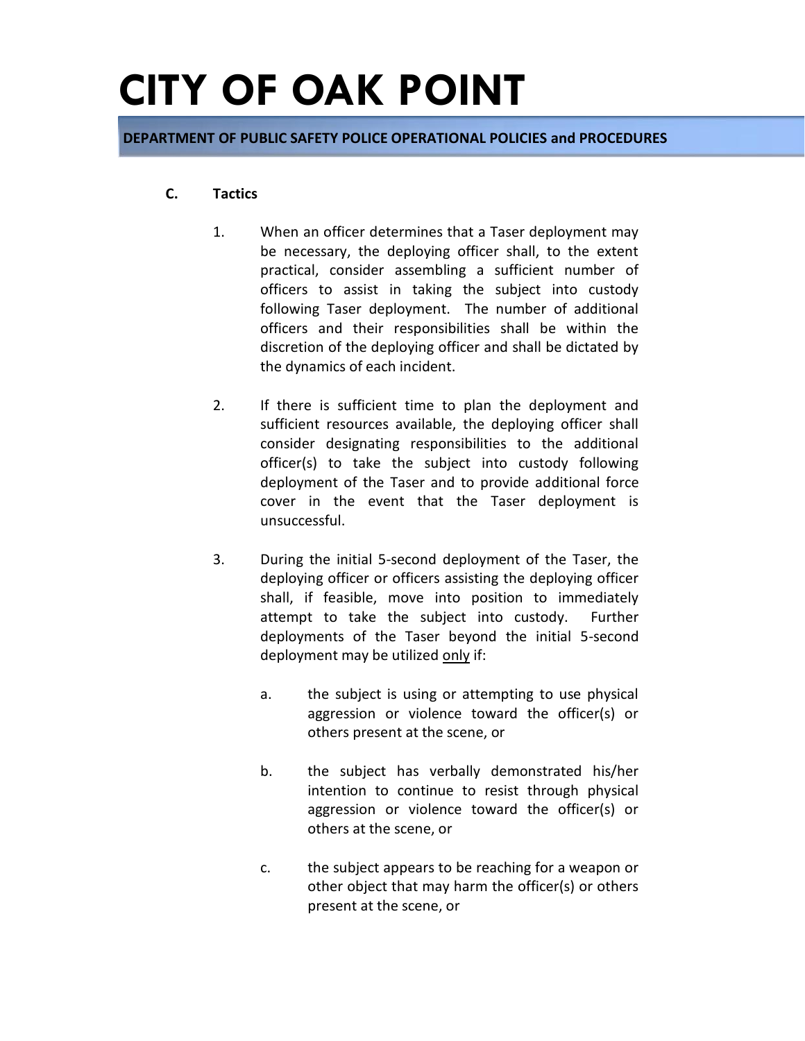### C. Tactics

1. When an officer determines that a Taser deployment may be necessary, the deploying officer shall, to the extent practical, consider assembling a sufficient number of officers to assist in taking the subject into custody following Taser deployment. The number of additional officers and their responsibilities shall be within the discretion of the deploying officer and shall be dictated by the dynamics of each incident.

2. If there is sufficient time to plan the deployment and sufficient resources available, the deploying officer shall consider designating responsibilities to the additional officer(s) to take the subject into custody following deployment of the Taser and to provide additional force cover in the event that the Taser deployment is unsuccessful.

3. During the initial 5-second deployment of the Taser, the deploying officer or officers assisting the deploying officer shall, if feasible, move into position to immediately attempt to take the subject into custody. Further deployments of the Taser beyond the initial 5-second deployment may be utilized <u>only</u> if:

   a. the subject is using or attempting to use physical aggression or violence toward the officer(s) or others present at the scene, or

   b. the subject has verbally demonstrated his/her intention to continue to resist through physical aggression or violence toward the officer(s) or others at the scene, or

   c. the subject appears to be reaching for a weapon or other object that may harm the officer(s) or others present at the scene, or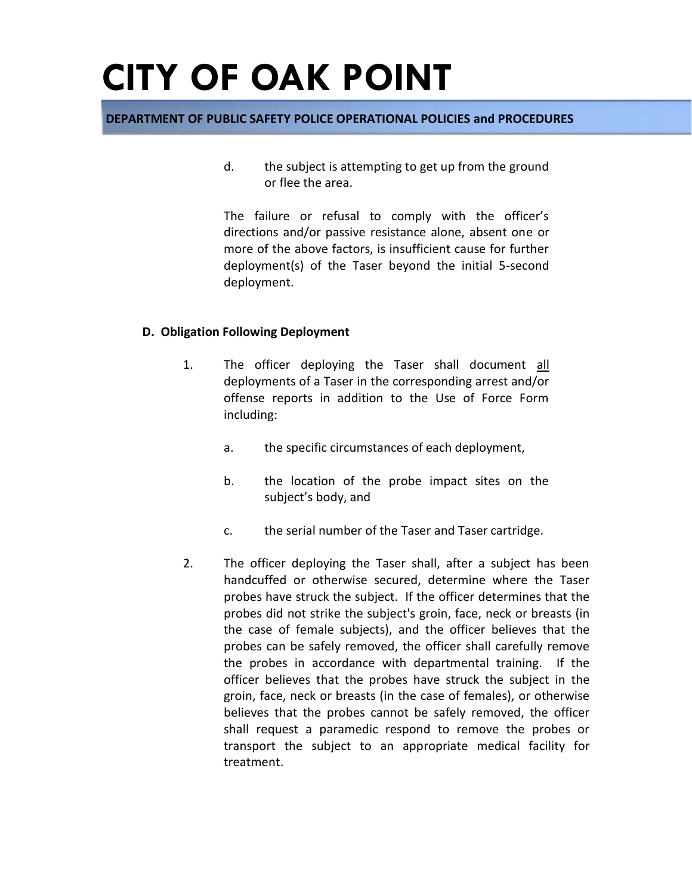d. the subject is attempting to get up from the ground or flee the area.

The failure or refusal to comply with the officer's directions and/or passive resistance alone, absent one or more of the above factors, is insufficient cause for further deployment(s) of the Taser beyond the initial 5-second deployment.

**D. Obligation Following Deployment**

1. The officer deploying the Taser shall document <u>all</u> deployments of a Taser in the corresponding arrest and/or offense reports in addition to the Use of Force Form including:

   a. the specific circumstances of each deployment,

   b. the location of the probe impact sites on the subject's body, and

   c. the serial number of the Taser and Taser cartridge.

2. The officer deploying the Taser shall, after a subject has been handcuffed or otherwise secured, determine where the Taser probes have struck the subject. If the officer determines that the probes did not strike the subject's groin, face, neck or breasts (in the case of female subjects), and the officer believes that the probes can be safely removed, the officer shall carefully remove the probes in accordance with departmental training. If the officer believes that the probes have struck the subject in the groin, face, neck or breasts (in the case of females), or otherwise believes that the probes cannot be safely removed, the officer shall request a paramedic respond to remove the probes or transport the subject to an appropriate medical facility for treatment.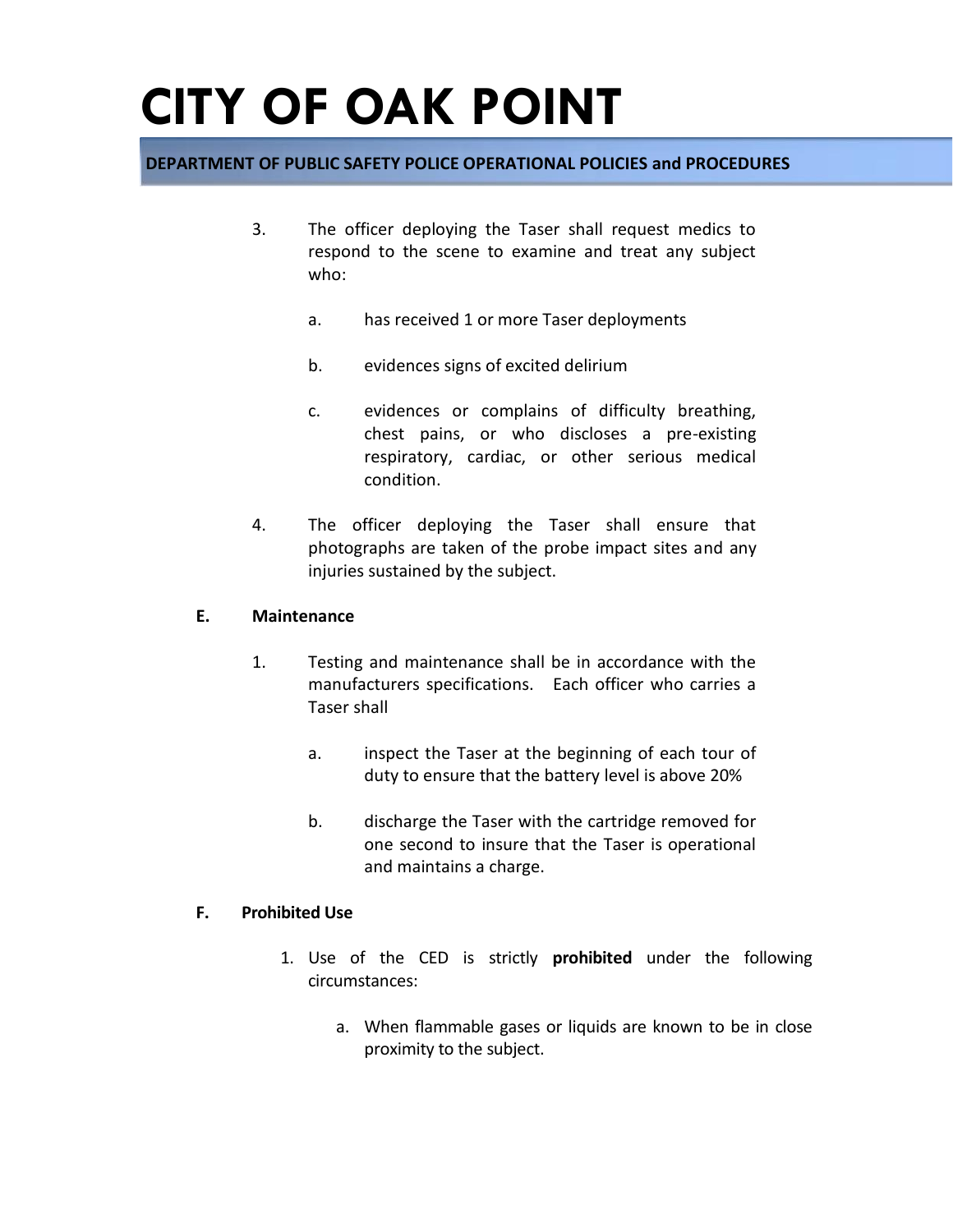3. The officer deploying the Taser shall request medics to respond to the scene to examine and treat any subject who:

   a. has received 1 or more Taser deployments

   b. evidences signs of excited delirium

   c. evidences or complains of difficulty breathing, chest pains, or who discloses a pre-existing respiratory, cardiac, or other serious medical condition.

4. The officer deploying the Taser shall ensure that photographs are taken of the probe impact sites and any injuries sustained by the subject.

**E. Maintenance**

1. Testing and maintenance shall be in accordance with the manufacturers specifications. Each officer who carries a Taser shall

   a. inspect the Taser at the beginning of each tour of duty to ensure that the battery level is above 20%

   b. discharge the Taser with the cartridge removed for one second to insure that the Taser is operational and maintains a charge.

**F. Prohibited Use**

1. Use of the CED is strictly **prohibited** under the following circumstances:

   a. When flammable gases or liquids are known to be in close proximity to the subject.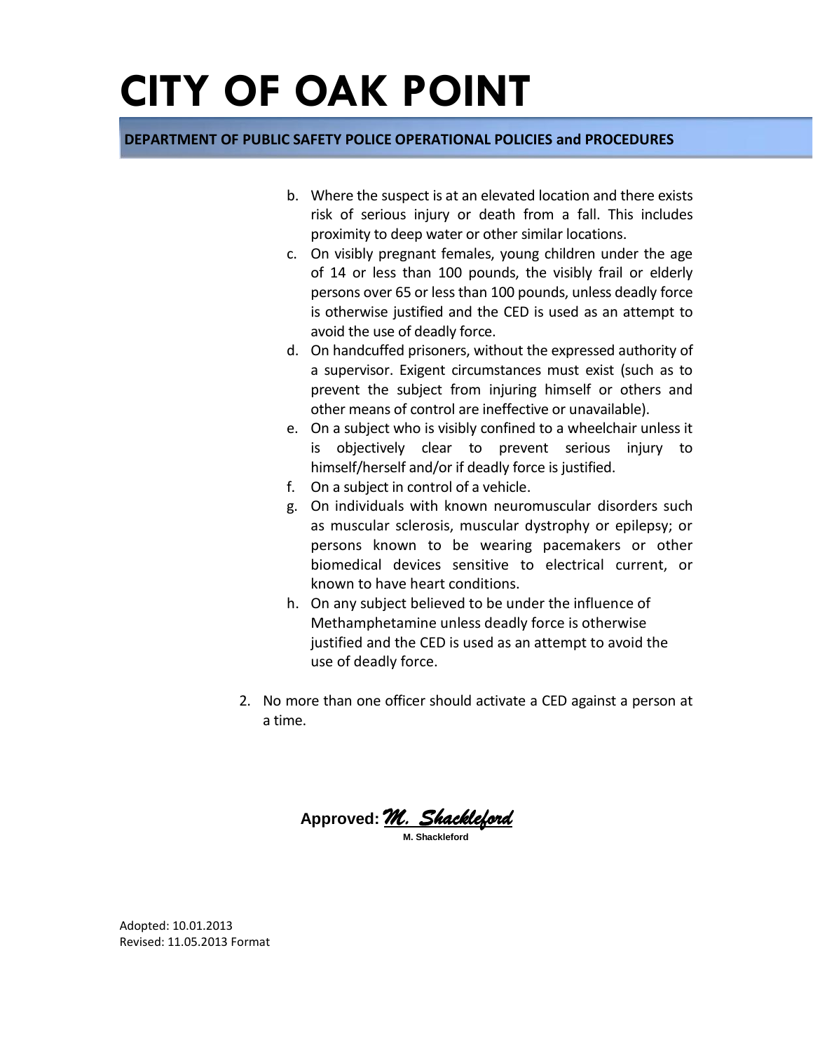b. Where the suspect is at an elevated location and there exists risk of serious injury or death from a fall. This includes proximity to deep water or other similar locations.

c. On visibly pregnant females, young children under the age of 14 or less than 100 pounds, the visibly frail or elderly persons over 65 or less than 100 pounds, unless deadly force is otherwise justified and the CED is used as an attempt to avoid the use of deadly force.

d. On handcuffed prisoners, without the expressed authority of a supervisor. Exigent circumstances must exist (such as to prevent the subject from injuring himself or others and other means of control are ineffective or unavailable).

e. On a subject who is visibly confined to a wheelchair unless it is objectively clear to prevent serious injury to himself/herself and/or if deadly force is justified.

f. On a subject in control of a vehicle.

g. On individuals with known neuromuscular disorders such as muscular sclerosis, muscular dystrophy or epilepsy; or persons known to be wearing pacemakers or other biomedical devices sensitive to electrical current, or known to have heart conditions.

h. On any subject believed to be under the influence of Methamphetamine unless deadly force is otherwise justified and the CED is used as an attempt to avoid the use of deadly force.

2. No more than one officer should activate a CED against a person at a time.

**Approved:** *M. Shackleford*
M. Shackleford

Adopted: 10.01.2013
Revised: 11.05.2013 Format